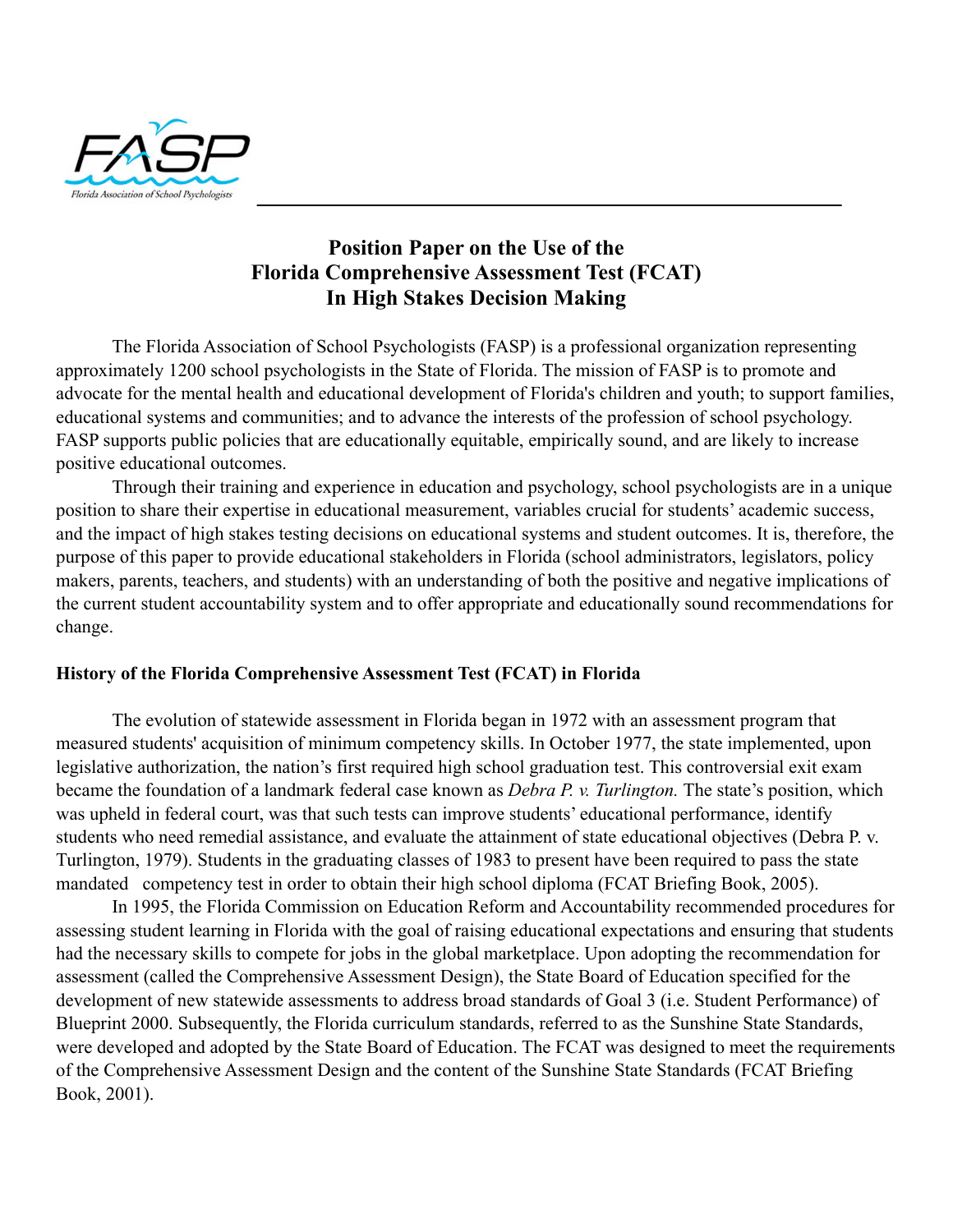FASP

Florida Association of School Psychologists

# Position Paper on the Use of the Florida Comprehensive Assessment Test (FCAT) In High Stakes Decision Making

The Florida Association of School Psychologists (FASP) is a professional organization representing approximately 1200 school psychologists in the State of Florida. The mission of FASP is to promote and advocate for the mental health and educational development of Florida's children and youth; to support families, educational systems and communities; and to advance the interests of the profession of school psychology. FASP supports public policies that are educationally equitable, empirically sound, and are likely to increase positive educational outcomes.

Through their training and experience in education and psychology, school psychologists are in a unique position to share their expertise in educational measurement, variables crucial for students' academic success, and the impact of high stakes testing decisions on educational systems and student outcomes. It is, therefore, the purpose of this paper to provide educational stakeholders in Florida (school administrators, legislators, policy makers, parents, teachers, and students) with an understanding of both the positive and negative implications of the current student accountability system and to offer appropriate and educationally sound recommendations for change.

## History of the Florida Comprehensive Assessment Test (FCAT) in Florida

The evolution of statewide assessment in Florida began in 1972 with an assessment program that measured students' acquisition of minimum competency skills. In October 1977, the state implemented, upon legislative authorization, the nation's first required high school graduation test. This controversial exit exam became the foundation of a landmark federal case known as *Debra P. v. Turlington.* The state's position, which was upheld in federal court, was that such tests can improve students' educational performance, identify students who need remedial assistance, and evaluate the attainment of state educational objectives (Debra P. v. Turlington, 1979). Students in the graduating classes of 1983 to present have been required to pass the state mandated competency test in order to obtain their high school diploma (FCAT Briefing Book, 2005).

In 1995, the Florida Commission on Education Reform and Accountability recommended procedures for assessing student learning in Florida with the goal of raising educational expectations and ensuring that students had the necessary skills to compete for jobs in the global marketplace. Upon adopting the recommendation for assessment (called the Comprehensive Assessment Design), the State Board of Education specified for the development of new statewide assessments to address broad standards of Goal 3 (i.e. Student Performance) of Blueprint 2000. Subsequently, the Florida curriculum standards, referred to as the Sunshine State Standards, were developed and adopted by the State Board of Education. The FCAT was designed to meet the requirements of the Comprehensive Assessment Design and the content of the Sunshine State Standards (FCAT Briefing Book, 2001).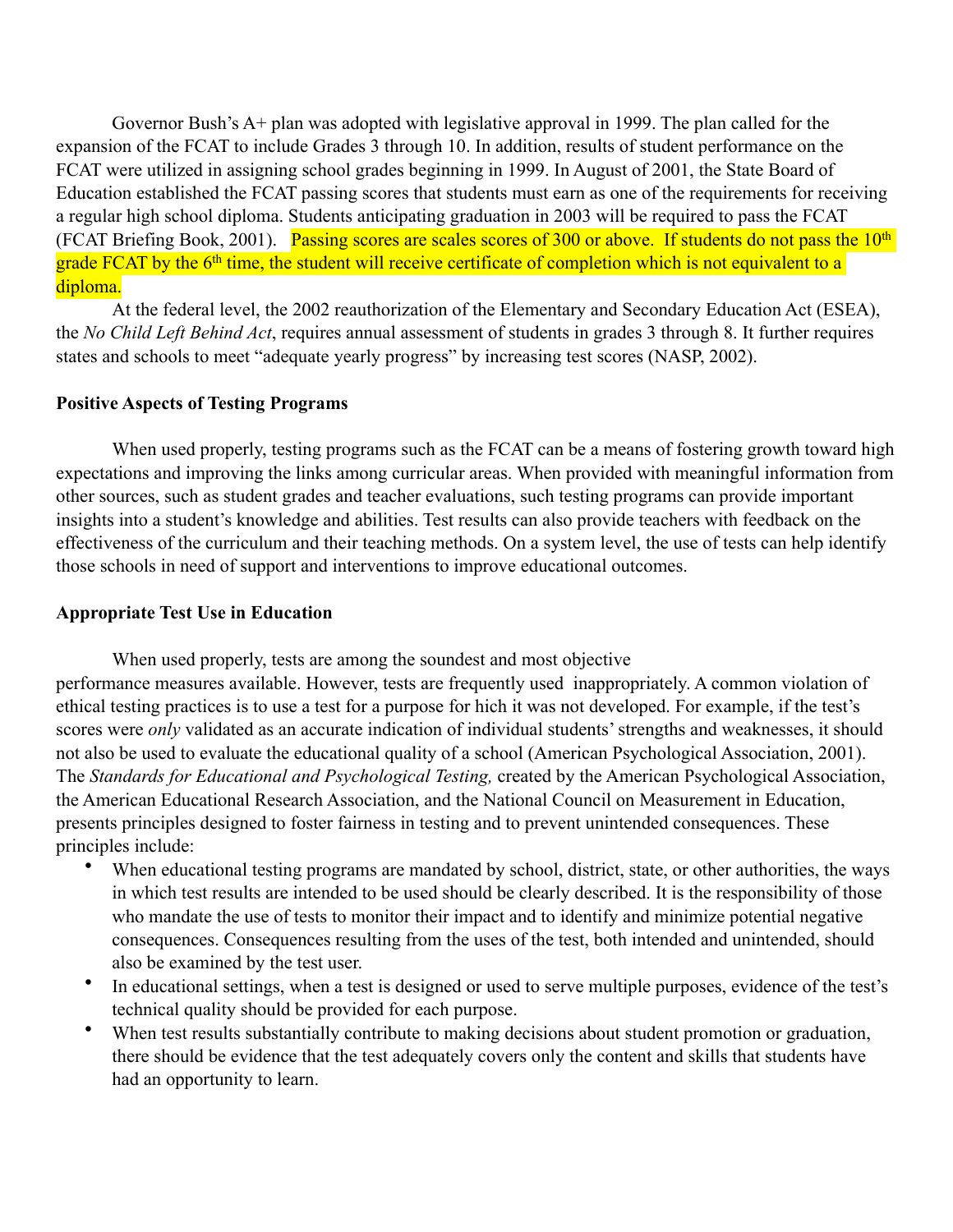Governor Bush's A+ plan was adopted with legislative approval in 1999. The plan called for the expansion of the FCAT to include Grades 3 through 10. In addition, results of student performance on the FCAT were utilized in assigning school grades beginning in 1999. In August of 2001, the State Board of Education established the FCAT passing scores that students must earn as one of the requirements for receiving a regular high school diploma. Students anticipating graduation in 2003 will be required to pass the FCAT (FCAT Briefing Book, 2001). Passing scores are scales scores of 300 or above. If students do not pass the 10th grade FCAT by the 6th time, the student will receive certificate of completion which is not equivalent to a diploma.

At the federal level, the 2002 reauthorization of the Elementary and Secondary Education Act (ESEA), the *No Child Left Behind Act*, requires annual assessment of students in grades 3 through 8. It further requires states and schools to meet "adequate yearly progress" by increasing test scores (NASP, 2002).

**Positive Aspects of Testing Programs**

When used properly, testing programs such as the FCAT can be a means of fostering growth toward high expectations and improving the links among curricular areas. When provided with meaningful information from other sources, such as student grades and teacher evaluations, such testing programs can provide important insights into a student's knowledge and abilities. Test results can also provide teachers with feedback on the effectiveness of the curriculum and their teaching methods. On a system level, the use of tests can help identify those schools in need of support and interventions to improve educational outcomes.

**Appropriate Test Use in Education**

When used properly, tests are among the soundest and most objective performance measures available. However, tests are frequently used inappropriately. A common violation of ethical testing practices is to use a test for a purpose for hich it was not developed. For example, if the test's scores were *only* validated as an accurate indication of individual students' strengths and weaknesses, it should not also be used to evaluate the educational quality of a school (American Psychological Association, 2001). The *Standards for Educational and Psychological Testing,* created by the American Psychological Association, the American Educational Research Association, and the National Council on Measurement in Education, presents principles designed to foster fairness in testing and to prevent unintended consequences. These principles include:

- When educational testing programs are mandated by school, district, state, or other authorities, the ways in which test results are intended to be used should be clearly described. It is the responsibility of those who mandate the use of tests to monitor their impact and to identify and minimize potential negative consequences. Consequences resulting from the uses of the test, both intended and unintended, should also be examined by the test user.
- In educational settings, when a test is designed or used to serve multiple purposes, evidence of the test's technical quality should be provided for each purpose.
- When test results substantially contribute to making decisions about student promotion or graduation, there should be evidence that the test adequately covers only the content and skills that students have had an opportunity to learn.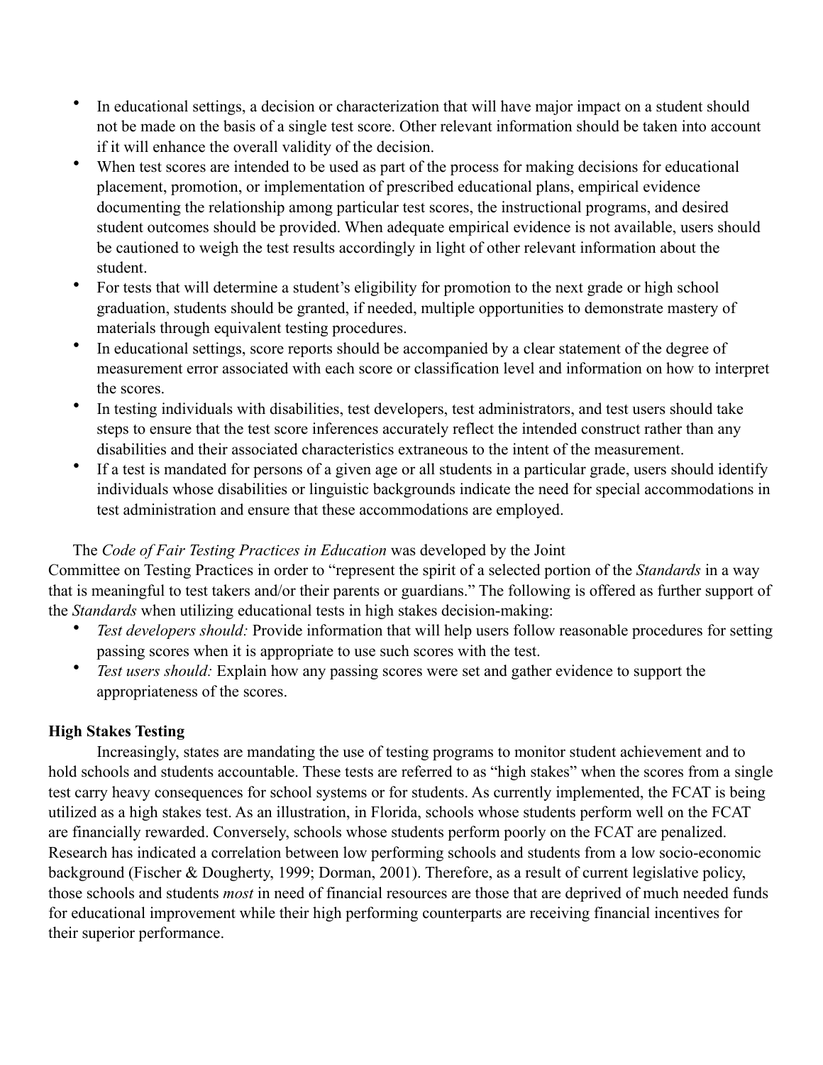- In educational settings, a decision or characterization that will have major impact on a student should not be made on the basis of a single test score. Other relevant information should be taken into account if it will enhance the overall validity of the decision.
- When test scores are intended to be used as part of the process for making decisions for educational placement, promotion, or implementation of prescribed educational plans, empirical evidence documenting the relationship among particular test scores, the instructional programs, and desired student outcomes should be provided. When adequate empirical evidence is not available, users should be cautioned to weigh the test results accordingly in light of other relevant information about the student.
- For tests that will determine a student's eligibility for promotion to the next grade or high school graduation, students should be granted, if needed, multiple opportunities to demonstrate mastery of materials through equivalent testing procedures.
- In educational settings, score reports should be accompanied by a clear statement of the degree of measurement error associated with each score or classification level and information on how to interpret the scores.
- In testing individuals with disabilities, test developers, test administrators, and test users should take steps to ensure that the test score inferences accurately reflect the intended construct rather than any disabilities and their associated characteristics extraneous to the intent of the measurement.
- If a test is mandated for persons of a given age or all students in a particular grade, users should identify individuals whose disabilities or linguistic backgrounds indicate the need for special accommodations in test administration and ensure that these accommodations are employed.

The *Code of Fair Testing Practices in Education* was developed by the Joint Committee on Testing Practices in order to "represent the spirit of a selected portion of the *Standards* in a way that is meaningful to test takers and/or their parents or guardians." The following is offered as further support of the *Standards* when utilizing educational tests in high stakes decision-making:

- *Test developers should:* Provide information that will help users follow reasonable procedures for setting passing scores when it is appropriate to use such scores with the test.
- *Test users should:* Explain how any passing scores were set and gather evidence to support the appropriateness of the scores.

**High Stakes Testing**

Increasingly, states are mandating the use of testing programs to monitor student achievement and to hold schools and students accountable. These tests are referred to as "high stakes" when the scores from a single test carry heavy consequences for school systems or for students. As currently implemented, the FCAT is being utilized as a high stakes test. As an illustration, in Florida, schools whose students perform well on the FCAT are financially rewarded. Conversely, schools whose students perform poorly on the FCAT are penalized. Research has indicated a correlation between low performing schools and students from a low socio-economic background (Fischer & Dougherty, 1999; Dorman, 2001). Therefore, as a result of current legislative policy, those schools and students *most* in need of financial resources are those that are deprived of much needed funds for educational improvement while their high performing counterparts are receiving financial incentives for their superior performance.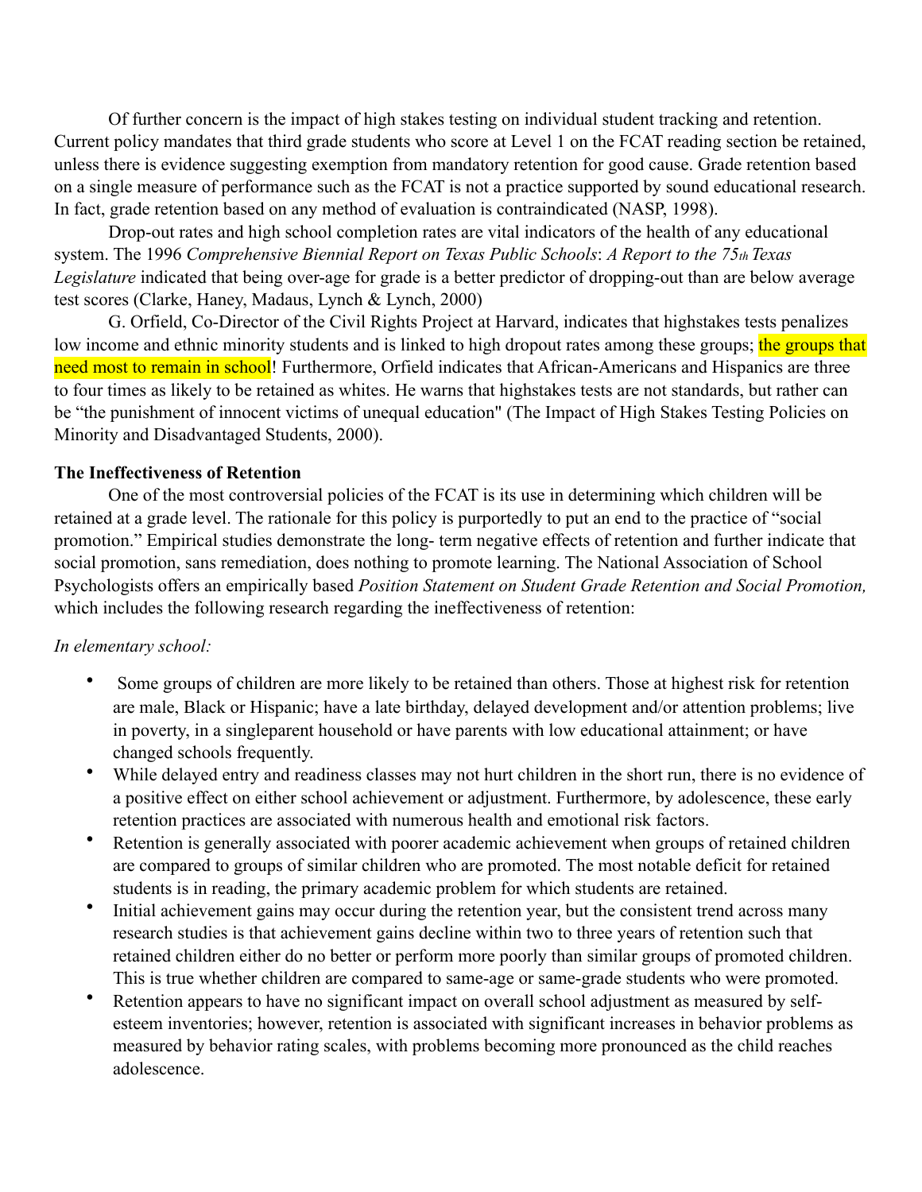Of further concern is the impact of high stakes testing on individual student tracking and retention. Current policy mandates that third grade students who score at Level 1 on the FCAT reading section be retained, unless there is evidence suggesting exemption from mandatory retention for good cause. Grade retention based on a single measure of performance such as the FCAT is not a practice supported by sound educational research. In fact, grade retention based on any method of evaluation is contraindicated (NASP, 1998).

Drop-out rates and high school completion rates are vital indicators of the health of any educational system. The 1996 *Comprehensive Biennial Report on Texas Public Schools*: *A Report to the 75th Texas Legislature* indicated that being over-age for grade is a better predictor of dropping-out than are below average test scores (Clarke, Haney, Madaus, Lynch & Lynch, 2000)

G. Orfield, Co-Director of the Civil Rights Project at Harvard, indicates that highstakes tests penalizes low income and ethnic minority students and is linked to high dropout rates among these groups; the groups that need most to remain in school! Furthermore, Orfield indicates that African-Americans and Hispanics are three to four times as likely to be retained as whites. He warns that highstakes tests are not standards, but rather can be "the punishment of innocent victims of unequal education" (The Impact of High Stakes Testing Policies on Minority and Disadvantaged Students, 2000).

**The Ineffectiveness of Retention**

One of the most controversial policies of the FCAT is its use in determining which children will be retained at a grade level. The rationale for this policy is purportedly to put an end to the practice of "social promotion." Empirical studies demonstrate the long- term negative effects of retention and further indicate that social promotion, sans remediation, does nothing to promote learning. The National Association of School Psychologists offers an empirically based *Position Statement on Student Grade Retention and Social Promotion,* which includes the following research regarding the ineffectiveness of retention:

*In elementary school:*

- Some groups of children are more likely to be retained than others. Those at highest risk for retention are male, Black or Hispanic; have a late birthday, delayed development and/or attention problems; live in poverty, in a singleparent household or have parents with low educational attainment; or have changed schools frequently.
- While delayed entry and readiness classes may not hurt children in the short run, there is no evidence of a positive effect on either school achievement or adjustment. Furthermore, by adolescence, these early retention practices are associated with numerous health and emotional risk factors.
- Retention is generally associated with poorer academic achievement when groups of retained children are compared to groups of similar children who are promoted. The most notable deficit for retained students is in reading, the primary academic problem for which students are retained.
- Initial achievement gains may occur during the retention year, but the consistent trend across many research studies is that achievement gains decline within two to three years of retention such that retained children either do no better or perform more poorly than similar groups of promoted children. This is true whether children are compared to same-age or same-grade students who were promoted.
- Retention appears to have no significant impact on overall school adjustment as measured by self-esteem inventories; however, retention is associated with significant increases in behavior problems as measured by behavior rating scales, with problems becoming more pronounced as the child reaches adolescence.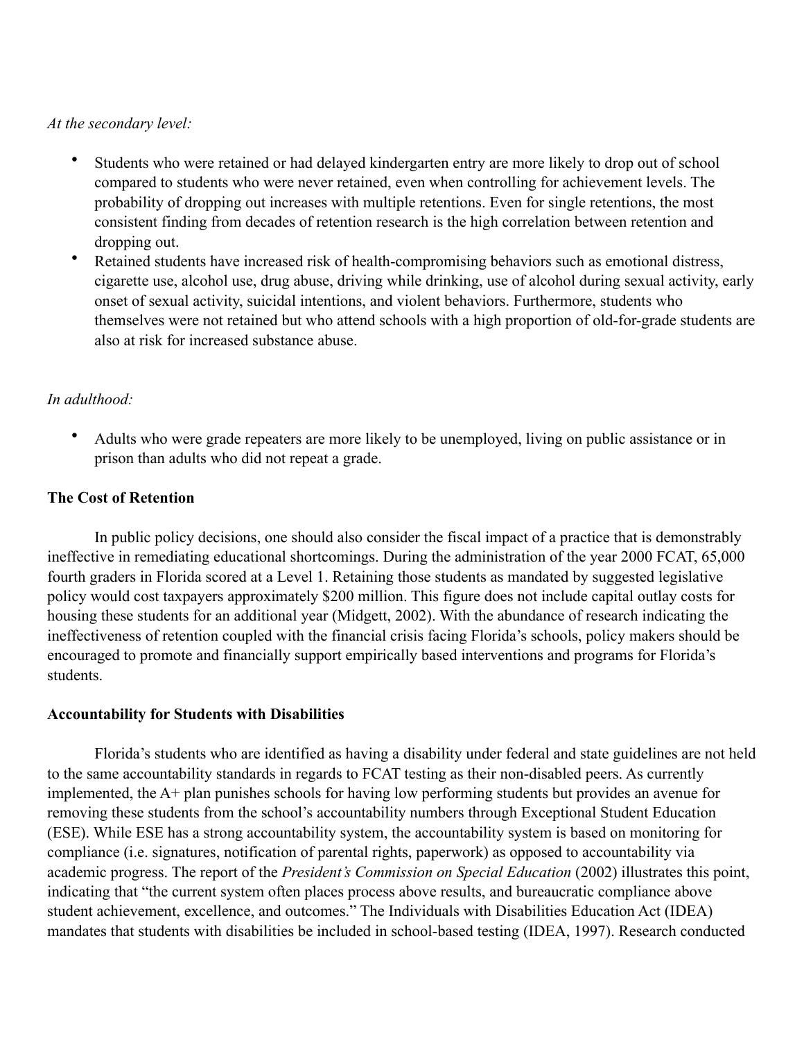*At the secondary level:*

- Students who were retained or had delayed kindergarten entry are more likely to drop out of school compared to students who were never retained, even when controlling for achievement levels. The probability of dropping out increases with multiple retentions. Even for single retentions, the most consistent finding from decades of retention research is the high correlation between retention and dropping out.
- Retained students have increased risk of health-compromising behaviors such as emotional distress, cigarette use, alcohol use, drug abuse, driving while drinking, use of alcohol during sexual activity, early onset of sexual activity, suicidal intentions, and violent behaviors. Furthermore, students who themselves were not retained but who attend schools with a high proportion of old-for-grade students are also at risk for increased substance abuse.

*In adulthood:*

- Adults who were grade repeaters are more likely to be unemployed, living on public assistance or in prison than adults who did not repeat a grade.

**The Cost of Retention**

In public policy decisions, one should also consider the fiscal impact of a practice that is demonstrably ineffective in remediating educational shortcomings. During the administration of the year 2000 FCAT, 65,000 fourth graders in Florida scored at a Level 1. Retaining those students as mandated by suggested legislative policy would cost taxpayers approximately $200 million. This figure does not include capital outlay costs for housing these students for an additional year (Midgett, 2002). With the abundance of research indicating the ineffectiveness of retention coupled with the financial crisis facing Florida's schools, policy makers should be encouraged to promote and financially support empirically based interventions and programs for Florida's students.

**Accountability for Students with Disabilities**

Florida's students who are identified as having a disability under federal and state guidelines are not held to the same accountability standards in regards to FCAT testing as their non-disabled peers. As currently implemented, the A+ plan punishes schools for having low performing students but provides an avenue for removing these students from the school's accountability numbers through Exceptional Student Education (ESE). While ESE has a strong accountability system, the accountability system is based on monitoring for compliance (i.e. signatures, notification of parental rights, paperwork) as opposed to accountability via academic progress. The report of the *President's Commission on Special Education* (2002) illustrates this point, indicating that "the current system often places process above results, and bureaucratic compliance above student achievement, excellence, and outcomes." The Individuals with Disabilities Education Act (IDEA) mandates that students with disabilities be included in school-based testing (IDEA, 1997). Research conducted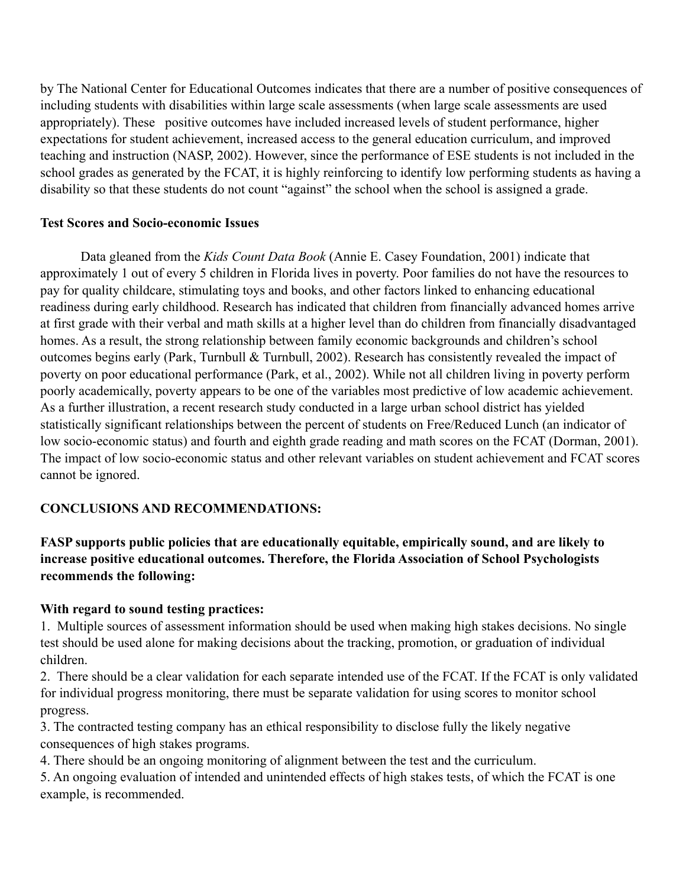by The National Center for Educational Outcomes indicates that there are a number of positive consequences of including students with disabilities within large scale assessments (when large scale assessments are used appropriately). These positive outcomes have included increased levels of student performance, higher expectations for student achievement, increased access to the general education curriculum, and improved teaching and instruction (NASP, 2002). However, since the performance of ESE students is not included in the school grades as generated by the FCAT, it is highly reinforcing to identify low performing students as having a disability so that these students do not count "against" the school when the school is assigned a grade.

**Test Scores and Socio-economic Issues**

Data gleaned from the *Kids Count Data Book* (Annie E. Casey Foundation, 2001) indicate that approximately 1 out of every 5 children in Florida lives in poverty. Poor families do not have the resources to pay for quality childcare, stimulating toys and books, and other factors linked to enhancing educational readiness during early childhood. Research has indicated that children from financially advanced homes arrive at first grade with their verbal and math skills at a higher level than do children from financially disadvantaged homes. As a result, the strong relationship between family economic backgrounds and children's school outcomes begins early (Park, Turnbull & Turnbull, 2002). Research has consistently revealed the impact of poverty on poor educational performance (Park, et al., 2002). While not all children living in poverty perform poorly academically, poverty appears to be one of the variables most predictive of low academic achievement. As a further illustration, a recent research study conducted in a large urban school district has yielded statistically significant relationships between the percent of students on Free/Reduced Lunch (an indicator of low socio-economic status) and fourth and eighth grade reading and math scores on the FCAT (Dorman, 2001). The impact of low socio-economic status and other relevant variables on student achievement and FCAT scores cannot be ignored.

**CONCLUSIONS AND RECOMMENDATIONS:**

**FASP supports public policies that are educationally equitable, empirically sound, and are likely to increase positive educational outcomes. Therefore, the Florida Association of School Psychologists recommends the following:**

**With regard to sound testing practices:**

1. Multiple sources of assessment information should be used when making high stakes decisions. No single test should be used alone for making decisions about the tracking, promotion, or graduation of individual children.
2. There should be a clear validation for each separate intended use of the FCAT. If the FCAT is only validated for individual progress monitoring, there must be separate validation for using scores to monitor school progress.
3. The contracted testing company has an ethical responsibility to disclose fully the likely negative consequences of high stakes programs.
4. There should be an ongoing monitoring of alignment between the test and the curriculum.
5. An ongoing evaluation of intended and unintended effects of high stakes tests, of which the FCAT is one example, is recommended.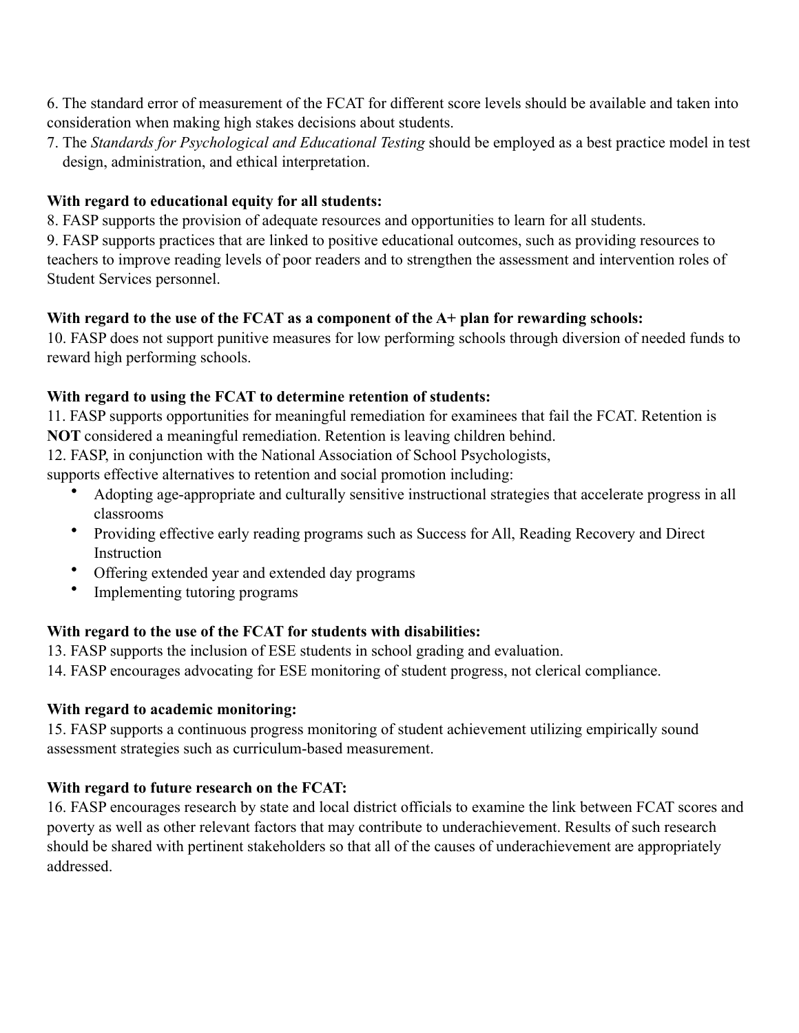6. The standard error of measurement of the FCAT for different score levels should be available and taken into consideration when making high stakes decisions about students.

7. The *Standards for Psychological and Educational Testing* should be employed as a best practice model in test design, administration, and ethical interpretation.

**With regard to educational equity for all students:**

8. FASP supports the provision of adequate resources and opportunities to learn for all students.

9. FASP supports practices that are linked to positive educational outcomes, such as providing resources to teachers to improve reading levels of poor readers and to strengthen the assessment and intervention roles of Student Services personnel.

**With regard to the use of the FCAT as a component of the A+ plan for rewarding schools:**

10. FASP does not support punitive measures for low performing schools through diversion of needed funds to reward high performing schools.

**With regard to using the FCAT to determine retention of students:**

11. FASP supports opportunities for meaningful remediation for examinees that fail the FCAT. Retention is **NOT** considered a meaningful remediation. Retention is leaving children behind.

12. FASP, in conjunction with the National Association of School Psychologists, supports effective alternatives to retention and social promotion including:

- Adopting age-appropriate and culturally sensitive instructional strategies that accelerate progress in all classrooms
- Providing effective early reading programs such as Success for All, Reading Recovery and Direct Instruction
- Offering extended year and extended day programs
- Implementing tutoring programs

**With regard to the use of the FCAT for students with disabilities:**

13. FASP supports the inclusion of ESE students in school grading and evaluation.

14. FASP encourages advocating for ESE monitoring of student progress, not clerical compliance.

**With regard to academic monitoring:**

15. FASP supports a continuous progress monitoring of student achievement utilizing empirically sound assessment strategies such as curriculum-based measurement.

**With regard to future research on the FCAT:**

16. FASP encourages research by state and local district officials to examine the link between FCAT scores and poverty as well as other relevant factors that may contribute to underachievement. Results of such research should be shared with pertinent stakeholders so that all of the causes of underachievement are appropriately addressed.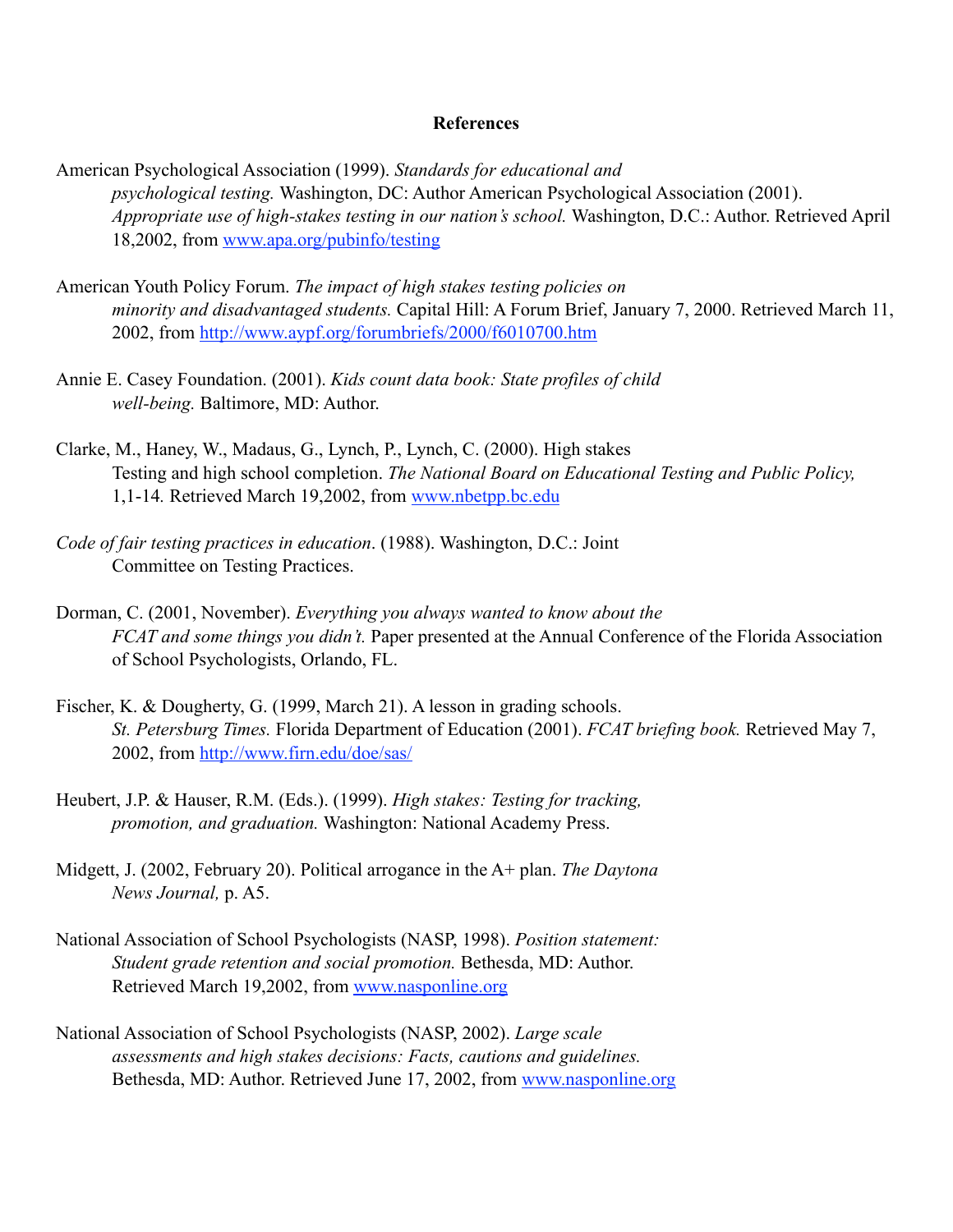**References**

American Psychological Association (1999). *Standards for educational and psychological testing.* Washington, DC: Author American Psychological Association (2001). *Appropriate use of high-stakes testing in our nation's school.* Washington, D.C.: Author. Retrieved April 18,2002, from www.apa.org/pubinfo/testing

American Youth Policy Forum. *The impact of high stakes testing policies on minority and disadvantaged students.* Capital Hill: A Forum Brief, January 7, 2000. Retrieved March 11, 2002, from http://www.aypf.org/forumbriefs/2000/f6010700.htm

Annie E. Casey Foundation. (2001). *Kids count data book: State profiles of child well-being.* Baltimore, MD: Author.

Clarke, M., Haney, W., Madaus, G., Lynch, P., Lynch, C. (2000). High stakes Testing and high school completion. *The National Board on Educational Testing and Public Policy,* 1,1-14. Retrieved March 19,2002, from www.nbetpp.bc.edu

*Code of fair testing practices in education*. (1988). Washington, D.C.: Joint Committee on Testing Practices.

Dorman, C. (2001, November). *Everything you always wanted to know about the FCAT and some things you didn't.* Paper presented at the Annual Conference of the Florida Association of School Psychologists, Orlando, FL.

Fischer, K. & Dougherty, G. (1999, March 21). A lesson in grading schools. *St. Petersburg Times.* Florida Department of Education (2001). *FCAT briefing book.* Retrieved May 7, 2002, from http://www.firn.edu/doe/sas/

Heubert, J.P. & Hauser, R.M. (Eds.). (1999). *High stakes: Testing for tracking, promotion, and graduation.* Washington: National Academy Press.

Midgett, J. (2002, February 20). Political arrogance in the A+ plan. *The Daytona News Journal,* p. A5.

National Association of School Psychologists (NASP, 1998). *Position statement: Student grade retention and social promotion.* Bethesda, MD: Author. Retrieved March 19,2002, from www.nasponline.org

National Association of School Psychologists (NASP, 2002). *Large scale assessments and high stakes decisions: Facts, cautions and guidelines.* Bethesda, MD: Author. Retrieved June 17, 2002, from www.nasponline.org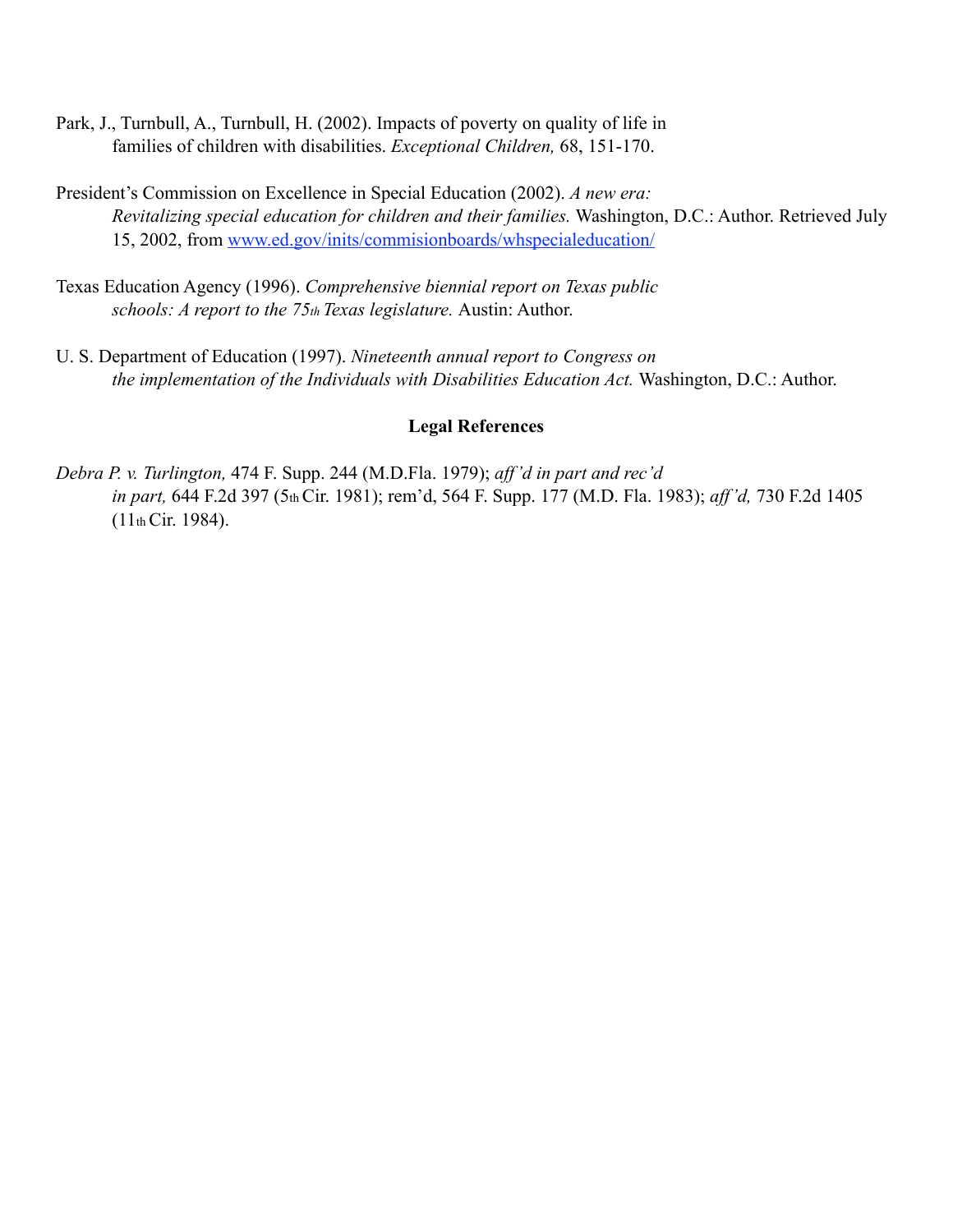Park, J., Turnbull, A., Turnbull, H. (2002). Impacts of poverty on quality of life in families of children with disabilities. *Exceptional Children,* 68, 151-170.

President's Commission on Excellence in Special Education (2002). *A new era: Revitalizing special education for children and their families.* Washington, D.C.: Author. Retrieved July 15, 2002, from www.ed.gov/inits/commisionboards/whspecialeducation/

Texas Education Agency (1996). *Comprehensive biennial report on Texas public schools: A report to the 75th Texas legislature.* Austin: Author.

U. S. Department of Education (1997). *Nineteenth annual report to Congress on the implementation of the Individuals with Disabilities Education Act.* Washington, D.C.: Author.

### Legal References

*Debra P. v. Turlington,* 474 F. Supp. 244 (M.D.Fla. 1979); *aff'd in part and rec'd in part,* 644 F.2d 397 (5th Cir. 1981); rem'd, 564 F. Supp. 177 (M.D. Fla. 1983); *aff'd,* 730 F.2d 1405 (11th Cir. 1984).